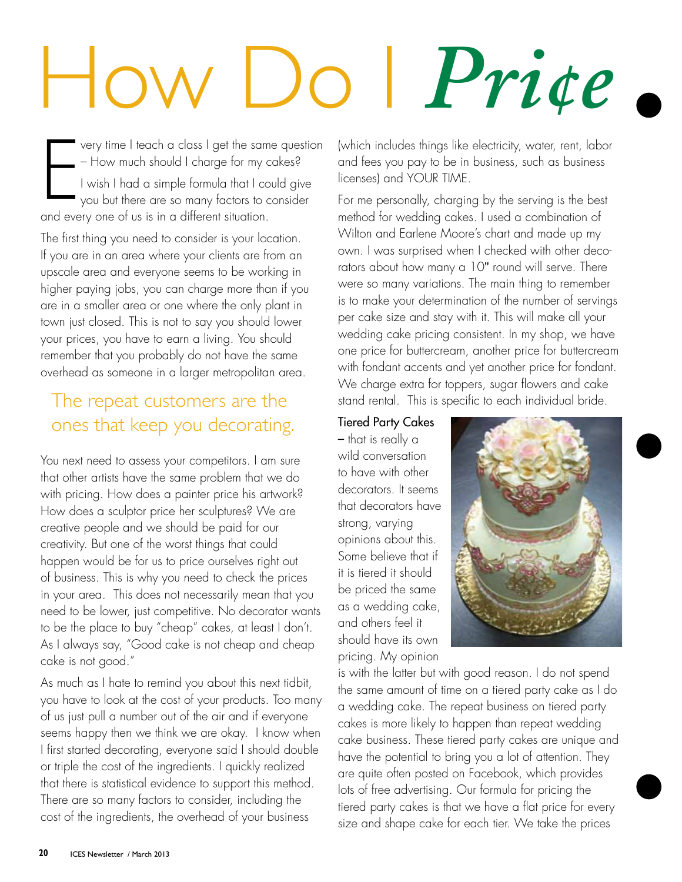# How Do I *Pri¢e*

Every time I teach a class I get the same question – How much should I charge for my cakes? I wish I had a simple formula that I could give you but there are so many factors to consider and every one of us is in a different situation.

The first thing you need to consider is your location. If you are in an area where your clients are from an upscale area and everyone seems to be working in higher paying jobs, you can charge more than if you are in a smaller area or one where the only plant in town just closed. This is not to say you should lower your prices, you have to earn a living. You should remember that you probably do not have the same overhead as someone in a larger metropolitan area.

> The repeat customers are the ones that keep you decorating.

You next need to assess your competitors. I am sure that other artists have the same problem that we do with pricing. How does a painter price his artwork? How does a sculptor price her sculptures? We are creative people and we should be paid for our creativity. But one of the worst things that could happen would be for us to price ourselves right out of business. This is why you need to check the prices in your area. This does not necessarily mean that you need to be lower, just competitive. No decorator wants to be the place to buy "cheap" cakes, at least I don't. As I always say, "Good cake is not cheap and cheap cake is not good."

As much as I hate to remind you about this next tidbit, you have to look at the cost of your products. Too many of us just pull a number out of the air and if everyone seems happy then we think we are okay. I know when I first started decorating, everyone said I should double or triple the cost of the ingredients. I quickly realized that there is statistical evidence to support this method. There are so many factors to consider, including the cost of the ingredients, the overhead of your business (which includes things like electricity, water, rent, labor and fees you pay to be in business, such as business licenses) and YOUR TIME.

For me personally, charging by the serving is the best method for wedding cakes. I used a combination of Wilton and Earlene Moore's chart and made up my own. I was surprised when I checked with other decorators about how many a 10" round will serve. There were so many variations. The main thing to remember is to make your determination of the number of servings per cake size and stay with it. This will make all your wedding cake pricing consistent. In my shop, we have one price for buttercream, another price for buttercream with fondant accents and yet another price for fondant. We charge extra for toppers, sugar flowers and cake stand rental. This is specific to each individual bride.

**Tiered Party Cakes** – that is really a wild conversation to have with other decorators. It seems that decorators have strong, varying opinions about this. Some believe that if it is tiered it should be priced the same as a wedding cake, and others feel it should have its own pricing. My opinion is with the latter but with good reason. I do not spend the same amount of time on a tiered party cake as I do a wedding cake. The repeat business on tiered party cakes is more likely to happen than repeat wedding cake business. These tiered party cakes are unique and have the potential to bring you a lot of attention. They are quite often posted on Facebook, which provides lots of free advertising. Our formula for pricing the tiered party cakes is that we have a flat price for every size and shape cake for each tier. We take the prices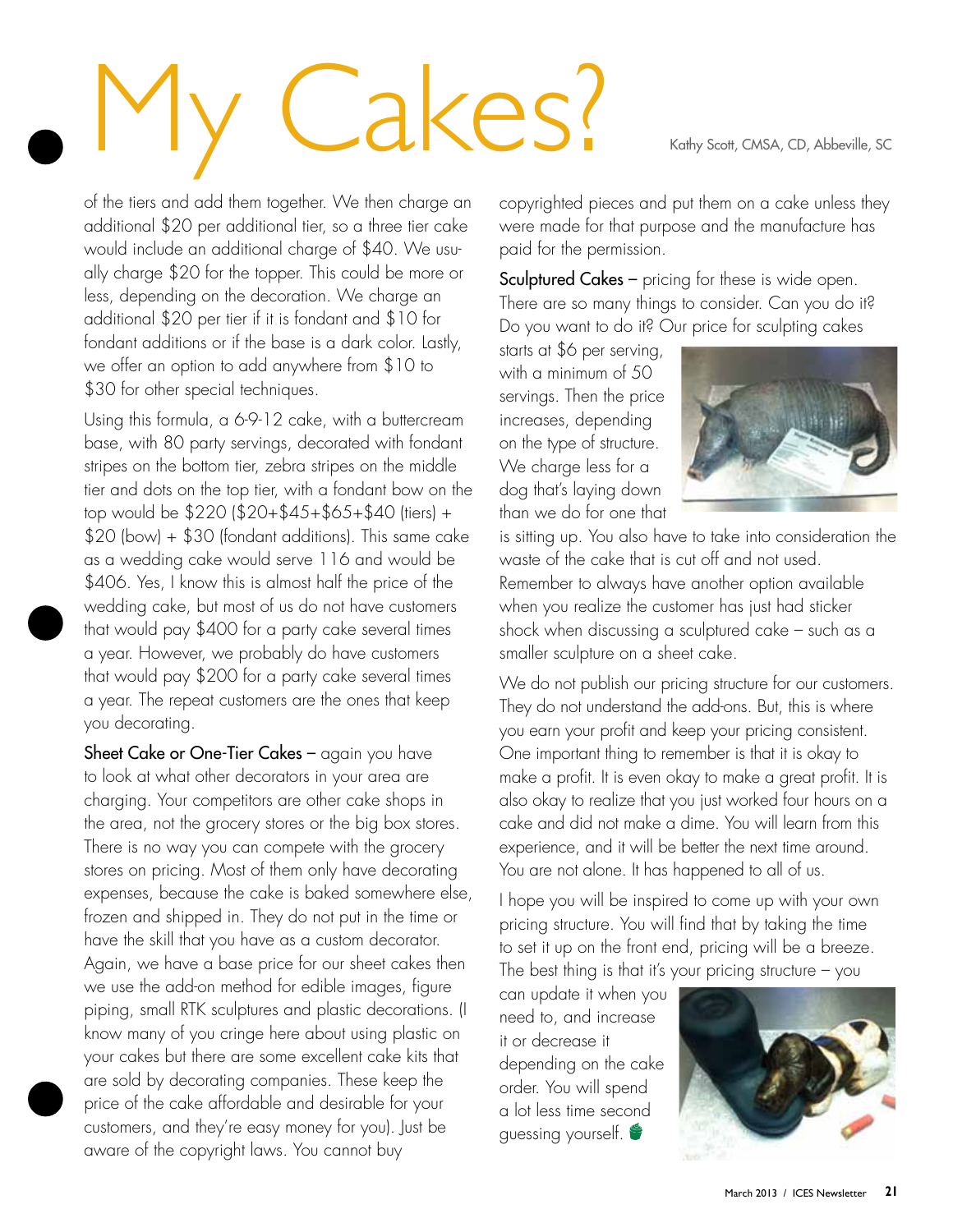# My Cakes?

Kathy Scott, CMSA, CD, Abbeville, SC

of the tiers and add them together. We then charge an additional $20 per additional tier, so a three tier cake would include an additional charge of $40. We usually charge $20 for the topper. This could be more or less, depending on the decoration. We charge an additional $20 per tier if it is fondant and $10 for fondant additions or if the base is a dark color. Lastly, we offer an option to add anywhere from $10 to $30 for other special techniques.

Using this formula, a 6-9-12 cake, with a buttercream base, with 80 party servings, decorated with fondant stripes on the bottom tier, zebra stripes on the middle tier and dots on the top tier, with a fondant bow on the top would be $220 ($20+$45+$65+$40 (tiers) + $20 (bow) + $30 (fondant additions). This same cake as a wedding cake would serve 116 and would be $406. Yes, I know this is almost half the price of the wedding cake, but most of us do not have customers that would pay $400 for a party cake several times a year. However, we probably do have customers that would pay $200 for a party cake several times a year. The repeat customers are the ones that keep you decorating.

**Sheet Cake or One-Tier Cakes** – again you have to look at what other decorators in your area are charging. Your competitors are other cake shops in the area, not the grocery stores or the big box stores. There is no way you can compete with the grocery stores on pricing. Most of them only have decorating expenses, because the cake is baked somewhere else, frozen and shipped in. They do not put in the time or have the skill that you have as a custom decorator. Again, we have a base price for our sheet cakes then we use the add-on method for edible images, figure piping, small RTK sculptures and plastic decorations. (I know many of you cringe here about using plastic on your cakes but there are some excellent cake kits that are sold by decorating companies. These keep the price of the cake affordable and desirable for your customers, and they're easy money for you). Just be aware of the copyright laws. You cannot buy copyrighted pieces and put them on a cake unless they were made for that purpose and the manufacture has paid for the permission.

**Sculptured Cakes** – pricing for these is wide open. There are so many things to consider. Can you do it? Do you want to do it? Our price for sculpting cakes starts at $6 per serving, with a minimum of 50 servings. Then the price increases, depending on the type of structure. We charge less for a dog that's laying down than we do for one that is sitting up. You also have to take into consideration the waste of the cake that is cut off and not used. Remember to always have another option available when you realize the customer has just had sticker shock when discussing a sculptured cake – such as a smaller sculpture on a sheet cake.

We do not publish our pricing structure for our customers. They do not understand the add-ons. But, this is where you earn your profit and keep your pricing consistent. One important thing to remember is that it is okay to make a profit. It is even okay to make a great profit. It is also okay to realize that you just worked four hours on a cake and did not make a dime. You will learn from this experience, and it will be better the next time around. You are not alone. It has happened to all of us.

I hope you will be inspired to come up with your own pricing structure. You will find that by taking the time to set it up on the front end, pricing will be a breeze. The best thing is that it's your pricing structure – you can update it when you need to, and increase it or decrease it depending on the cake order. You will spend a lot less time second guessing yourself.